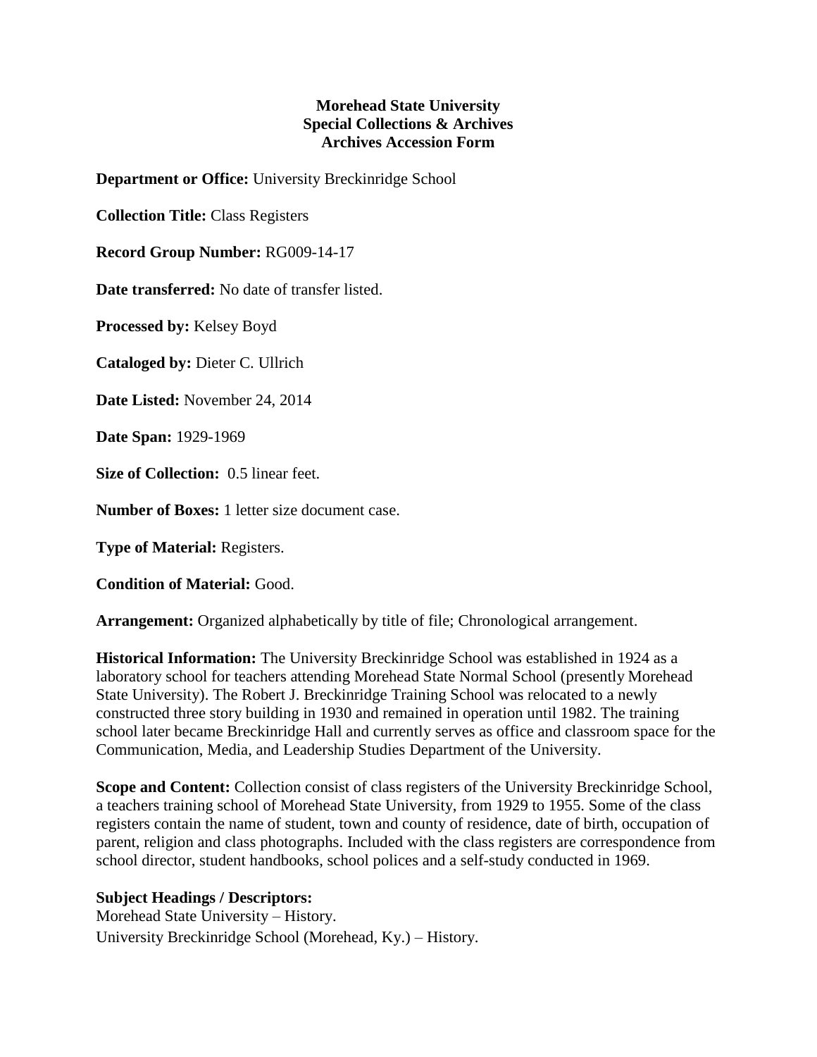**Morehead State University**
**Special Collections & Archives**
**Archives Accession Form**

**Department or Office:** University Breckinridge School

**Collection Title:** Class Registers

**Record Group Number:** RG009-14-17

**Date transferred:** No date of transfer listed.

**Processed by:** Kelsey Boyd

**Cataloged by:** Dieter C. Ullrich

**Date Listed:** November 24, 2014

**Date Span:** 1929-1969

**Size of Collection:** 0.5 linear feet.

**Number of Boxes:** 1 letter size document case.

**Type of Material:** Registers.

**Condition of Material:** Good.

**Arrangement:** Organized alphabetically by title of file; Chronological arrangement.

**Historical Information:** The University Breckinridge School was established in 1924 as a laboratory school for teachers attending Morehead State Normal School (presently Morehead State University). The Robert J. Breckinridge Training School was relocated to a newly constructed three story building in 1930 and remained in operation until 1982. The training school later became Breckinridge Hall and currently serves as office and classroom space for the Communication, Media, and Leadership Studies Department of the University.

**Scope and Content:** Collection consist of class registers of the University Breckinridge School, a teachers training school of Morehead State University, from 1929 to 1955. Some of the class registers contain the name of student, town and county of residence, date of birth, occupation of parent, religion and class photographs. Included with the class registers are correspondence from school director, student handbooks, school polices and a self-study conducted in 1969.

**Subject Headings / Descriptors:**
Morehead State University – History.
University Breckinridge School (Morehead, Ky.) – History.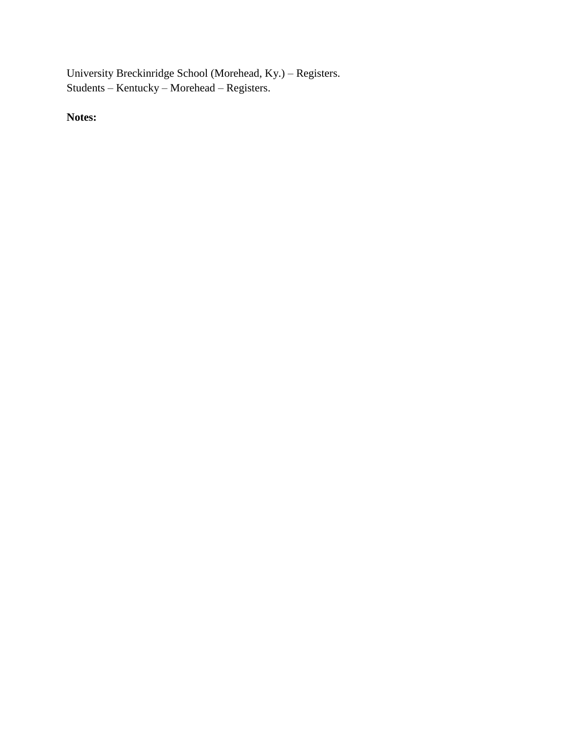University Breckinridge School (Morehead, Ky.) – Registers.
Students – Kentucky – Morehead – Registers.

**Notes:**